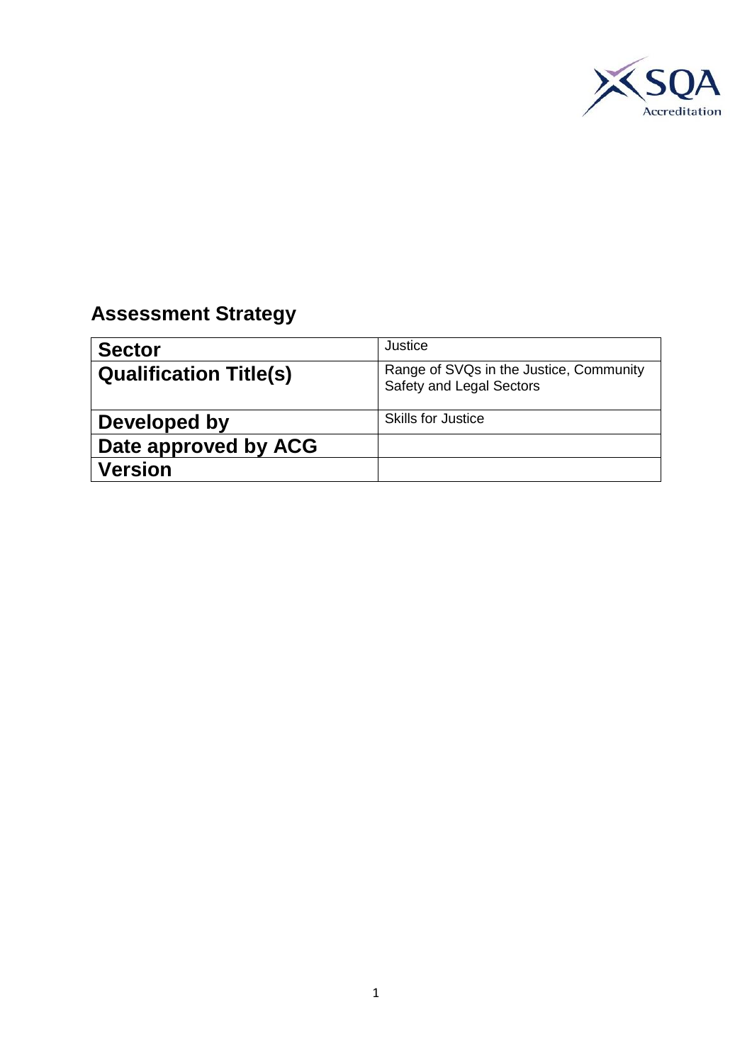## Assessment Strategy

| Sector | Justice |
|---|---|
| Qualification Title(s) | Range of SVQs in the Justice, Community Safety and Legal Sectors |
| Developed by | Skills for Justice |
| Date approved by ACG | |
| Version | |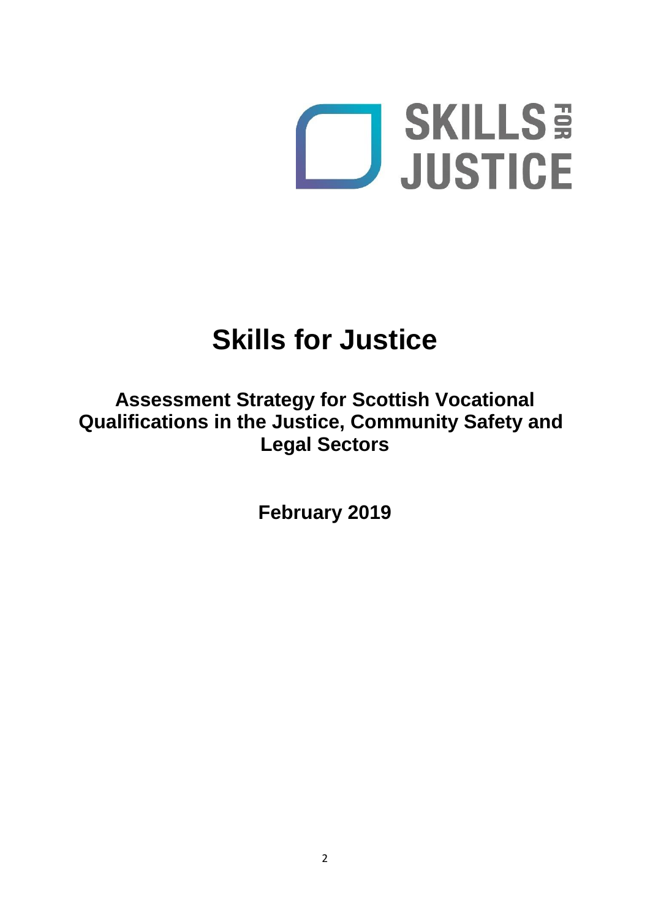# Skills for Justice

## Assessment Strategy for Scottish Vocational Qualifications in the Justice, Community Safety and Legal Sectors

**February 2019**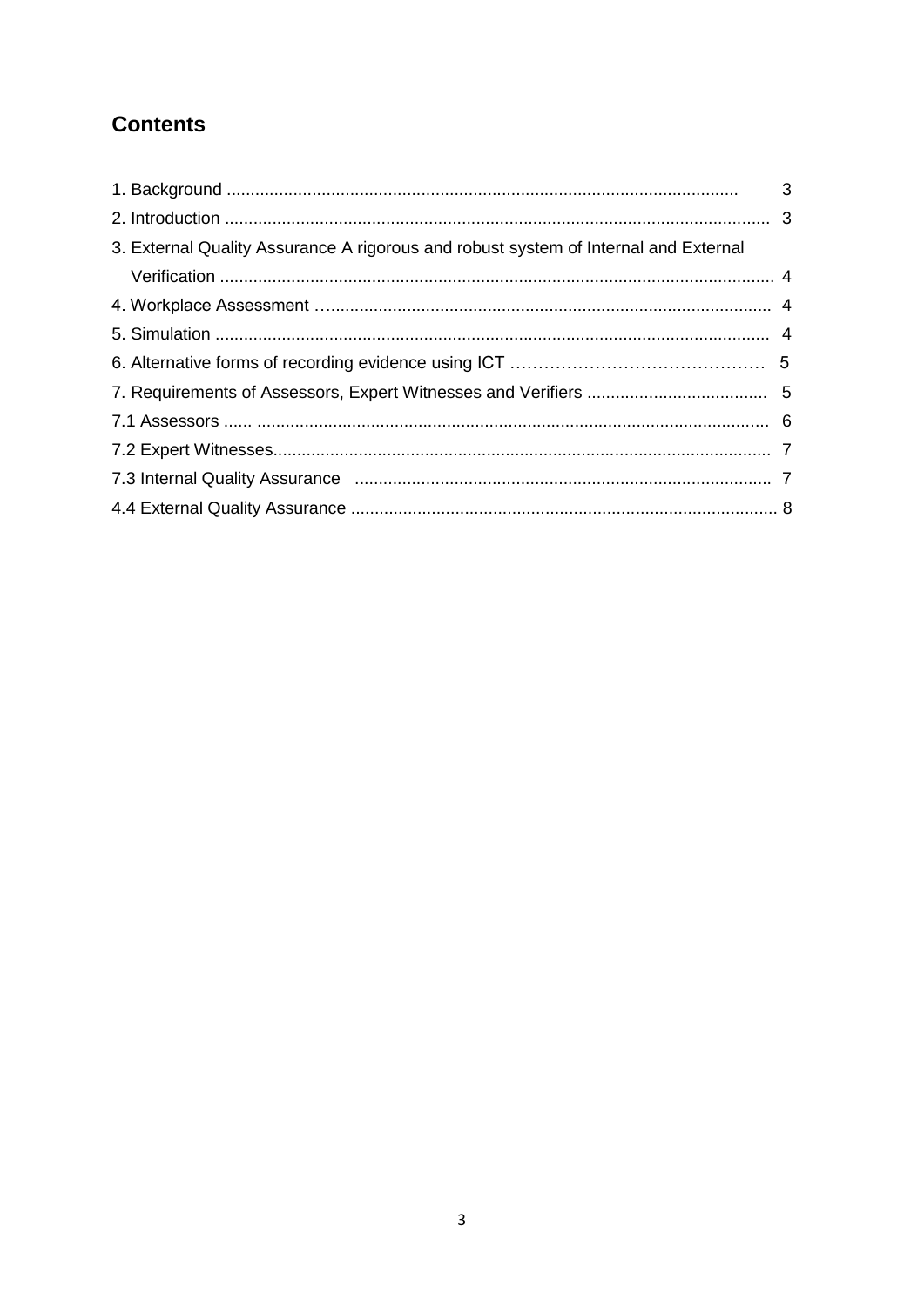## Contents

1. Background ........................................................................................................... 3
2. Introduction .......................................................................................................... 3
3. External Quality Assurance A rigorous and robust system of Internal and External Verification .................................................................................................................... 4
4. Workplace Assessment ............................................................................................... 4
5. Simulation .............................................................................................................. 4
6. Alternative forms of recording evidence using ICT ............................................... 5
7. Requirements of Assessors, Expert Witnesses and Verifiers ...................................... 5

7.1 Assessors ...... ......................................................................................................... 6

7.2 Expert Witnesses..................................................................................................... 7

7.3 Internal Quality Assurance ..................................................................................... 7

4.4 External Quality Assurance ...................................................................................... 8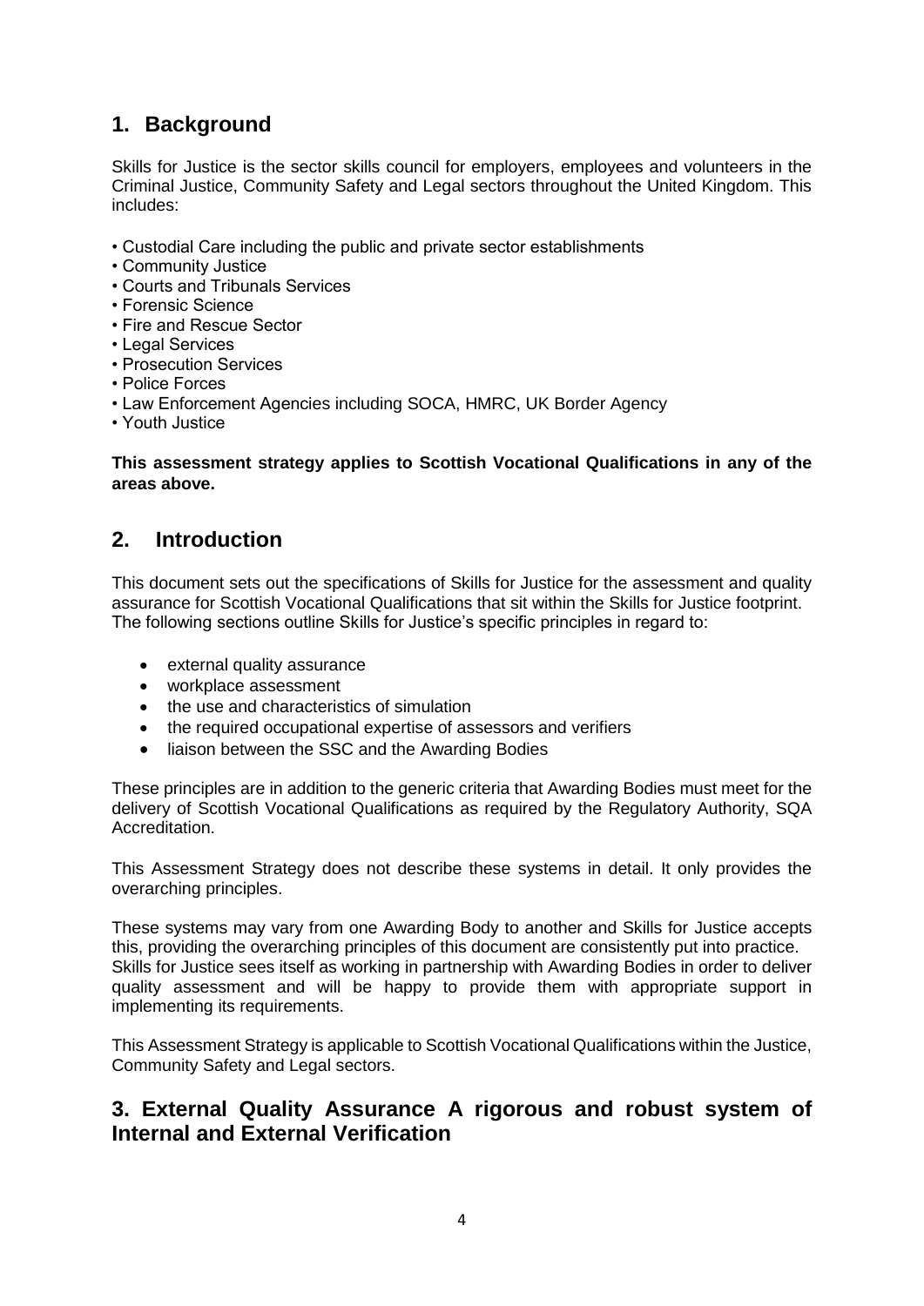## 1. Background

Skills for Justice is the sector skills council for employers, employees and volunteers in the Criminal Justice, Community Safety and Legal sectors throughout the United Kingdom. This includes:

- Custodial Care including the public and private sector establishments
- Community Justice
- Courts and Tribunals Services
- Forensic Science
- Fire and Rescue Sector
- Legal Services
- Prosecution Services
- Police Forces
- Law Enforcement Agencies including SOCA, HMRC, UK Border Agency
- Youth Justice

**This assessment strategy applies to Scottish Vocational Qualifications in any of the areas above.**

## 2. Introduction

This document sets out the specifications of Skills for Justice for the assessment and quality assurance for Scottish Vocational Qualifications that sit within the Skills for Justice footprint. The following sections outline Skills for Justice's specific principles in regard to:

- external quality assurance
- workplace assessment
- the use and characteristics of simulation
- the required occupational expertise of assessors and verifiers
- liaison between the SSC and the Awarding Bodies

These principles are in addition to the generic criteria that Awarding Bodies must meet for the delivery of Scottish Vocational Qualifications as required by the Regulatory Authority, SQA Accreditation.

This Assessment Strategy does not describe these systems in detail. It only provides the overarching principles.

These systems may vary from one Awarding Body to another and Skills for Justice accepts this, providing the overarching principles of this document are consistently put into practice. Skills for Justice sees itself as working in partnership with Awarding Bodies in order to deliver quality assessment and will be happy to provide them with appropriate support in implementing its requirements.

This Assessment Strategy is applicable to Scottish Vocational Qualifications within the Justice, Community Safety and Legal sectors.

## 3. External Quality Assurance A rigorous and robust system of Internal and External Verification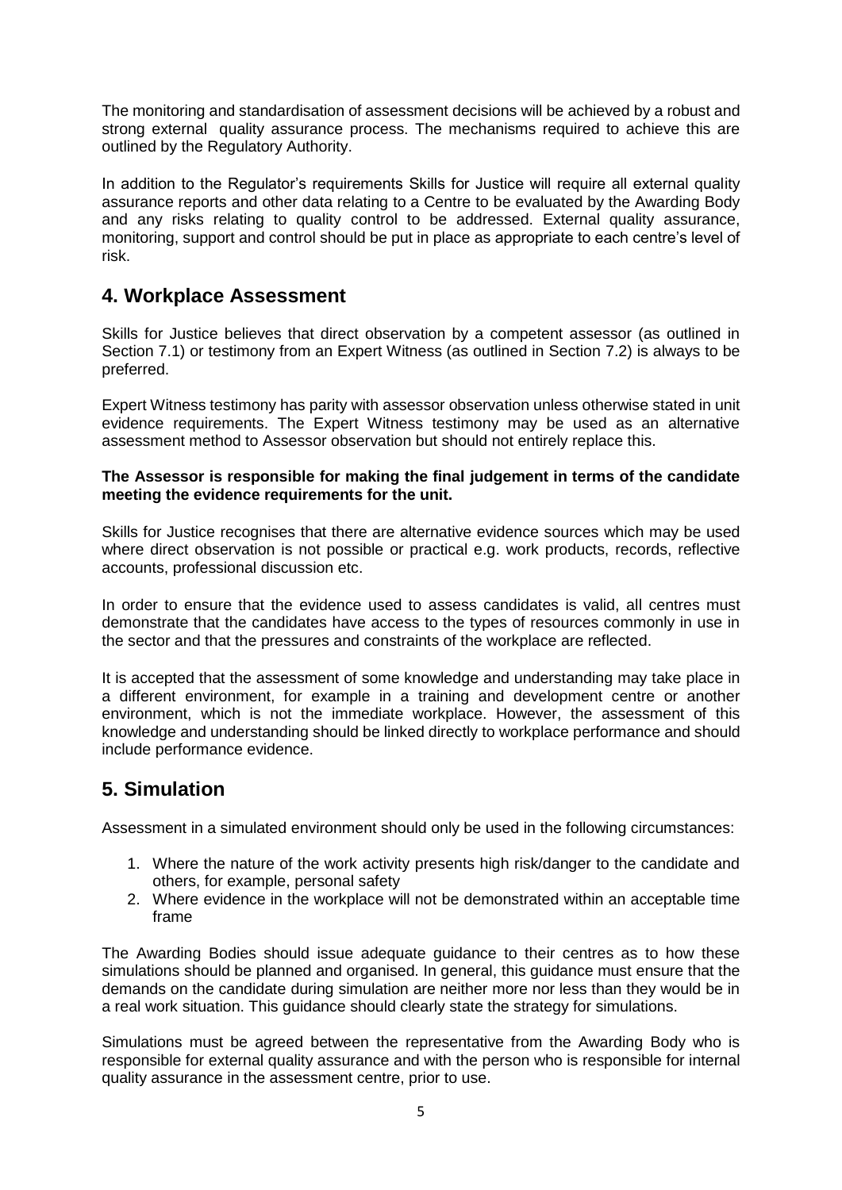The monitoring and standardisation of assessment decisions will be achieved by a robust and strong external quality assurance process. The mechanisms required to achieve this are outlined by the Regulatory Authority.

In addition to the Regulator's requirements Skills for Justice will require all external quality assurance reports and other data relating to a Centre to be evaluated by the Awarding Body and any risks relating to quality control to be addressed. External quality assurance, monitoring, support and control should be put in place as appropriate to each centre's level of risk.

## 4. Workplace Assessment

Skills for Justice believes that direct observation by a competent assessor (as outlined in Section 7.1) or testimony from an Expert Witness (as outlined in Section 7.2) is always to be preferred.

Expert Witness testimony has parity with assessor observation unless otherwise stated in unit evidence requirements. The Expert Witness testimony may be used as an alternative assessment method to Assessor observation but should not entirely replace this.

**The Assessor is responsible for making the final judgement in terms of the candidate meeting the evidence requirements for the unit.**

Skills for Justice recognises that there are alternative evidence sources which may be used where direct observation is not possible or practical e.g. work products, records, reflective accounts, professional discussion etc.

In order to ensure that the evidence used to assess candidates is valid, all centres must demonstrate that the candidates have access to the types of resources commonly in use in the sector and that the pressures and constraints of the workplace are reflected.

It is accepted that the assessment of some knowledge and understanding may take place in a different environment, for example in a training and development centre or another environment, which is not the immediate workplace. However, the assessment of this knowledge and understanding should be linked directly to workplace performance and should include performance evidence.

## 5. Simulation

Assessment in a simulated environment should only be used in the following circumstances:

1. Where the nature of the work activity presents high risk/danger to the candidate and others, for example, personal safety
2. Where evidence in the workplace will not be demonstrated within an acceptable time frame

The Awarding Bodies should issue adequate guidance to their centres as to how these simulations should be planned and organised. In general, this guidance must ensure that the demands on the candidate during simulation are neither more nor less than they would be in a real work situation. This guidance should clearly state the strategy for simulations.

Simulations must be agreed between the representative from the Awarding Body who is responsible for external quality assurance and with the person who is responsible for internal quality assurance in the assessment centre, prior to use.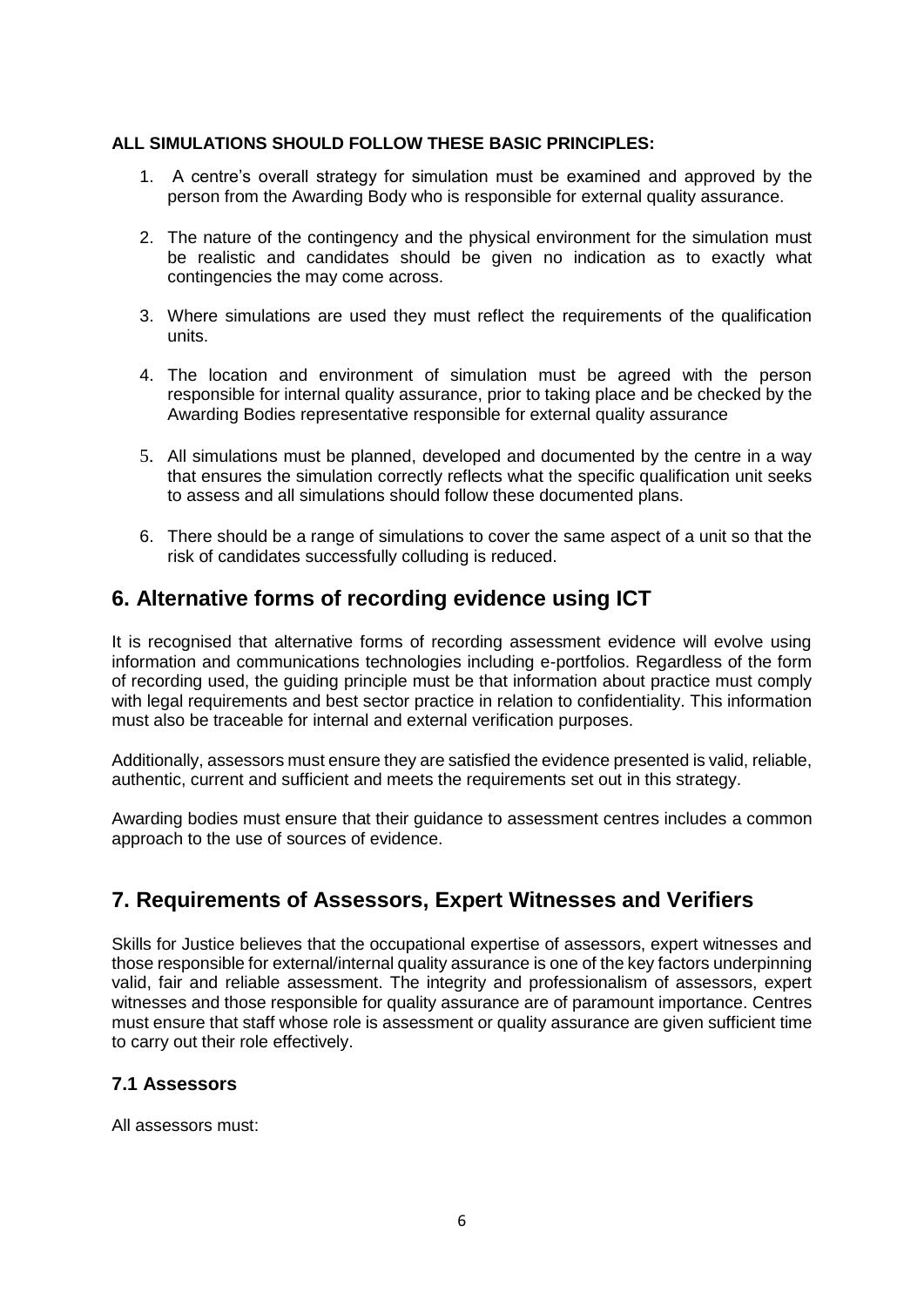**ALL SIMULATIONS SHOULD FOLLOW THESE BASIC PRINCIPLES:**

1. A centre's overall strategy for simulation must be examined and approved by the person from the Awarding Body who is responsible for external quality assurance.
2. The nature of the contingency and the physical environment for the simulation must be realistic and candidates should be given no indication as to exactly what contingencies the may come across.
3. Where simulations are used they must reflect the requirements of the qualification units.
4. The location and environment of simulation must be agreed with the person responsible for internal quality assurance, prior to taking place and be checked by the Awarding Bodies representative responsible for external quality assurance
5. All simulations must be planned, developed and documented by the centre in a way that ensures the simulation correctly reflects what the specific qualification unit seeks to assess and all simulations should follow these documented plans.
6. There should be a range of simulations to cover the same aspect of a unit so that the risk of candidates successfully colluding is reduced.

## 6. Alternative forms of recording evidence using ICT

It is recognised that alternative forms of recording assessment evidence will evolve using information and communications technologies including e-portfolios. Regardless of the form of recording used, the guiding principle must be that information about practice must comply with legal requirements and best sector practice in relation to confidentiality. This information must also be traceable for internal and external verification purposes.

Additionally, assessors must ensure they are satisfied the evidence presented is valid, reliable, authentic, current and sufficient and meets the requirements set out in this strategy.

Awarding bodies must ensure that their guidance to assessment centres includes a common approach to the use of sources of evidence.

## 7. Requirements of Assessors, Expert Witnesses and Verifiers

Skills for Justice believes that the occupational expertise of assessors, expert witnesses and those responsible for external/internal quality assurance is one of the key factors underpinning valid, fair and reliable assessment. The integrity and professionalism of assessors, expert witnesses and those responsible for quality assurance are of paramount importance. Centres must ensure that staff whose role is assessment or quality assurance are given sufficient time to carry out their role effectively.

### 7.1 Assessors

All assessors must: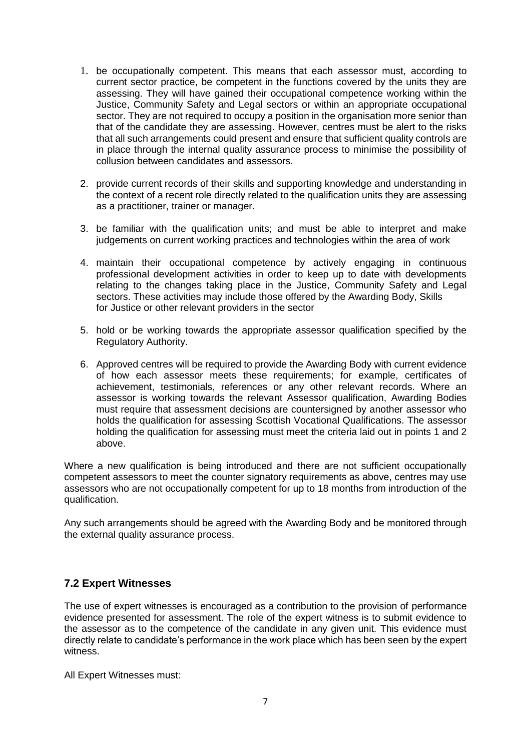1. be occupationally competent. This means that each assessor must, according to current sector practice, be competent in the functions covered by the units they are assessing. They will have gained their occupational competence working within the Justice, Community Safety and Legal sectors or within an appropriate occupational sector. They are not required to occupy a position in the organisation more senior than that of the candidate they are assessing. However, centres must be alert to the risks that all such arrangements could present and ensure that sufficient quality controls are in place through the internal quality assurance process to minimise the possibility of collusion between candidates and assessors.

2. provide current records of their skills and supporting knowledge and understanding in the context of a recent role directly related to the qualification units they are assessing as a practitioner, trainer or manager.

3. be familiar with the qualification units; and must be able to interpret and make judgements on current working practices and technologies within the area of work

4. maintain their occupational competence by actively engaging in continuous professional development activities in order to keep up to date with developments relating to the changes taking place in the Justice, Community Safety and Legal sectors. These activities may include those offered by the Awarding Body, Skills for Justice or other relevant providers in the sector

5. hold or be working towards the appropriate assessor qualification specified by the Regulatory Authority.

6. Approved centres will be required to provide the Awarding Body with current evidence of how each assessor meets these requirements; for example, certificates of achievement, testimonials, references or any other relevant records. Where an assessor is working towards the relevant Assessor qualification, Awarding Bodies must require that assessment decisions are countersigned by another assessor who holds the qualification for assessing Scottish Vocational Qualifications. The assessor holding the qualification for assessing must meet the criteria laid out in points 1 and 2 above.

Where a new qualification is being introduced and there are not sufficient occupationally competent assessors to meet the counter signatory requirements as above, centres may use assessors who are not occupationally competent for up to 18 months from introduction of the qualification.

Any such arrangements should be agreed with the Awarding Body and be monitored through the external quality assurance process.

### 7.2 Expert Witnesses

The use of expert witnesses is encouraged as a contribution to the provision of performance evidence presented for assessment. The role of the expert witness is to submit evidence to the assessor as to the competence of the candidate in any given unit. This evidence must directly relate to candidate's performance in the work place which has been seen by the expert witness.

All Expert Witnesses must: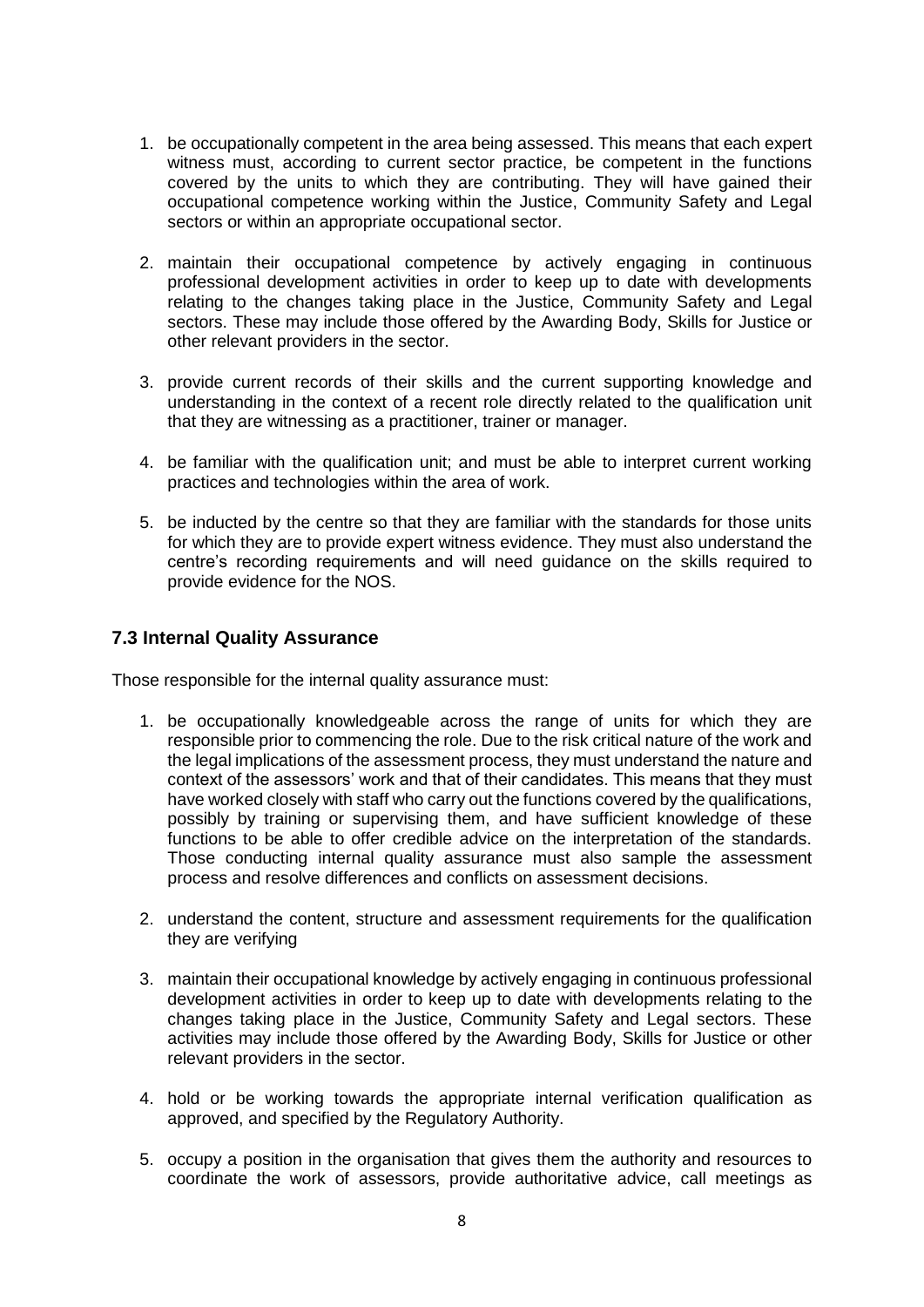1. be occupationally competent in the area being assessed. This means that each expert witness must, according to current sector practice, be competent in the functions covered by the units to which they are contributing. They will have gained their occupational competence working within the Justice, Community Safety and Legal sectors or within an appropriate occupational sector.

2. maintain their occupational competence by actively engaging in continuous professional development activities in order to keep up to date with developments relating to the changes taking place in the Justice, Community Safety and Legal sectors. These may include those offered by the Awarding Body, Skills for Justice or other relevant providers in the sector.

3. provide current records of their skills and the current supporting knowledge and understanding in the context of a recent role directly related to the qualification unit that they are witnessing as a practitioner, trainer or manager.

4. be familiar with the qualification unit; and must be able to interpret current working practices and technologies within the area of work.

5. be inducted by the centre so that they are familiar with the standards for those units for which they are to provide expert witness evidence. They must also understand the centre's recording requirements and will need guidance on the skills required to provide evidence for the NOS.

### 7.3 Internal Quality Assurance

Those responsible for the internal quality assurance must:

1. be occupationally knowledgeable across the range of units for which they are responsible prior to commencing the role. Due to the risk critical nature of the work and the legal implications of the assessment process, they must understand the nature and context of the assessors' work and that of their candidates. This means that they must have worked closely with staff who carry out the functions covered by the qualifications, possibly by training or supervising them, and have sufficient knowledge of these functions to be able to offer credible advice on the interpretation of the standards. Those conducting internal quality assurance must also sample the assessment process and resolve differences and conflicts on assessment decisions.

2. understand the content, structure and assessment requirements for the qualification they are verifying

3. maintain their occupational knowledge by actively engaging in continuous professional development activities in order to keep up to date with developments relating to the changes taking place in the Justice, Community Safety and Legal sectors. These activities may include those offered by the Awarding Body, Skills for Justice or other relevant providers in the sector.

4. hold or be working towards the appropriate internal verification qualification as approved, and specified by the Regulatory Authority.

5. occupy a position in the organisation that gives them the authority and resources to coordinate the work of assessors, provide authoritative advice, call meetings as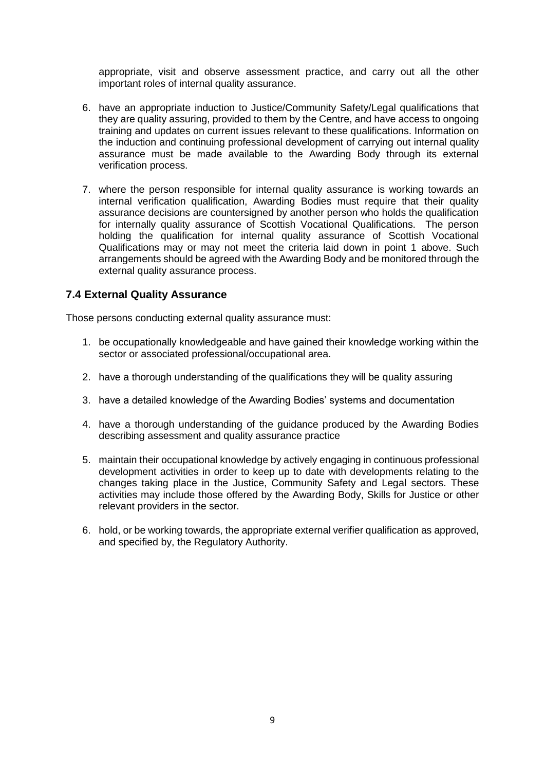appropriate, visit and observe assessment practice, and carry out all the other important roles of internal quality assurance.

6. have an appropriate induction to Justice/Community Safety/Legal qualifications that they are quality assuring, provided to them by the Centre, and have access to ongoing training and updates on current issues relevant to these qualifications. Information on the induction and continuing professional development of carrying out internal quality assurance must be made available to the Awarding Body through its external verification process.

7. where the person responsible for internal quality assurance is working towards an internal verification qualification, Awarding Bodies must require that their quality assurance decisions are countersigned by another person who holds the qualification for internally quality assurance of Scottish Vocational Qualifications. The person holding the qualification for internal quality assurance of Scottish Vocational Qualifications may or may not meet the criteria laid down in point 1 above. Such arrangements should be agreed with the Awarding Body and be monitored through the external quality assurance process.

### 7.4 External Quality Assurance

Those persons conducting external quality assurance must:

1. be occupationally knowledgeable and have gained their knowledge working within the sector or associated professional/occupational area.

2. have a thorough understanding of the qualifications they will be quality assuring

3. have a detailed knowledge of the Awarding Bodies' systems and documentation

4. have a thorough understanding of the guidance produced by the Awarding Bodies describing assessment and quality assurance practice

5. maintain their occupational knowledge by actively engaging in continuous professional development activities in order to keep up to date with developments relating to the changes taking place in the Justice, Community Safety and Legal sectors. These activities may include those offered by the Awarding Body, Skills for Justice or other relevant providers in the sector.

6. hold, or be working towards, the appropriate external verifier qualification as approved, and specified by, the Regulatory Authority.